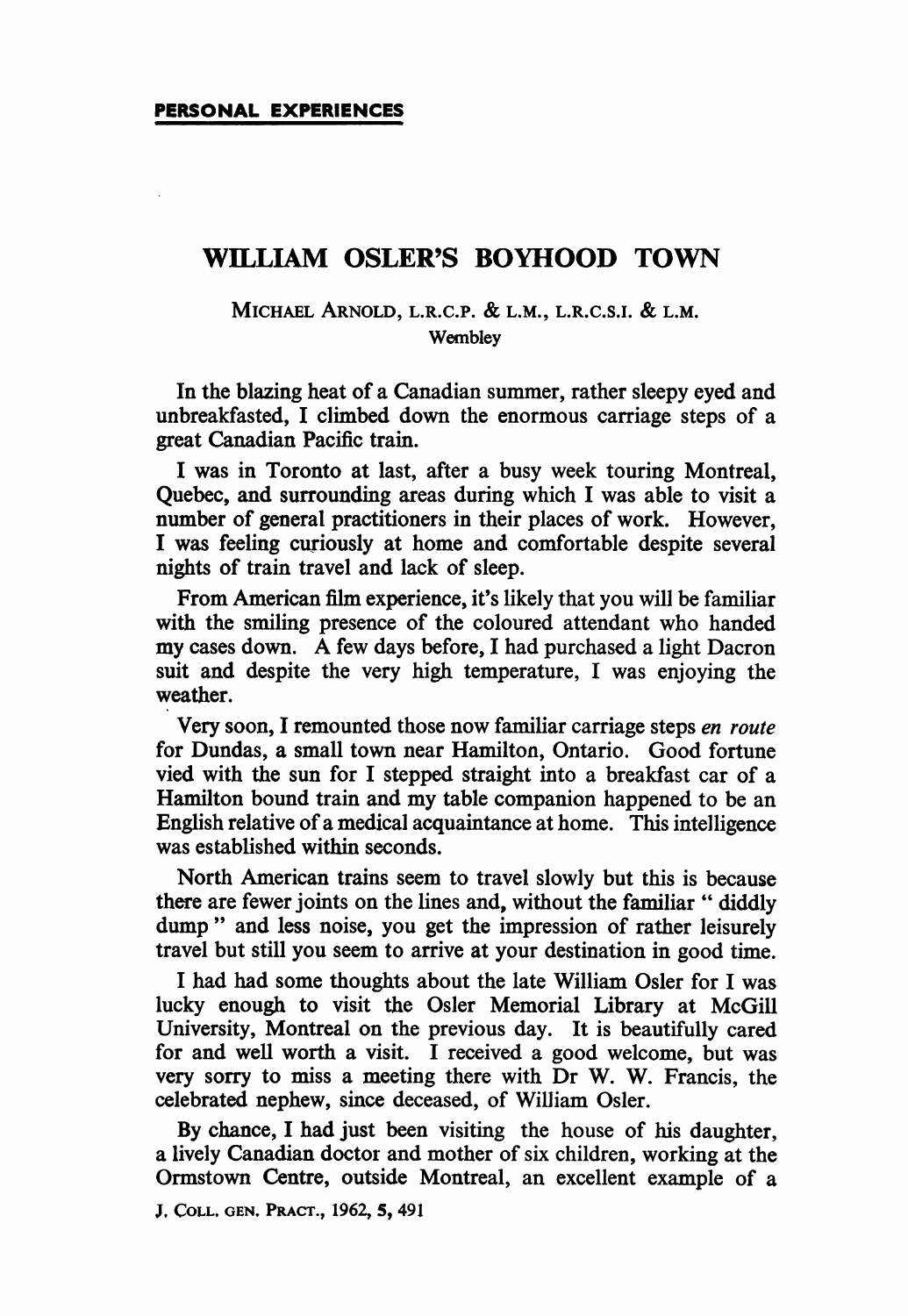**PERSONAL EXPERIENCES**

# WILLIAM OSLER'S BOYHOOD TOWN

MICHAEL ARNOLD, L.R.C.P. & L.M., L.R.C.S.I. & L.M.
Wembley

In the blazing heat of a Canadian summer, rather sleepy eyed and unbreakfasted, I climbed down the enormous carriage steps of a great Canadian Pacific train.

I was in Toronto at last, after a busy week touring Montreal, Quebec, and surrounding areas during which I was able to visit a number of general practitioners in their places of work. However, I was feeling curiously at home and comfortable despite several nights of train travel and lack of sleep.

From American film experience, it's likely that you will be familiar with the smiling presence of the coloured attendant who handed my cases down. A few days before, I had purchased a light Dacron suit and despite the very high temperature, I was enjoying the weather.

Very soon, I remounted those now familiar carriage steps *en route* for Dundas, a small town near Hamilton, Ontario. Good fortune vied with the sun for I stepped straight into a breakfast car of a Hamilton bound train and my table companion happened to be an English relative of a medical acquaintance at home. This intelligence was established within seconds.

North American trains seem to travel slowly but this is because there are fewer joints on the lines and, without the familiar " diddly dump " and less noise, you get the impression of rather leisurely travel but still you seem to arrive at your destination in good time.

I had had some thoughts about the late William Osler for I was lucky enough to visit the Osler Memorial Library at McGill University, Montreal on the previous day. It is beautifully cared for and well worth a visit. I received a good welcome, but was very sorry to miss a meeting there with Dr W. W. Francis, the celebrated nephew, since deceased, of William Osler.

By chance, I had just been visiting the house of his daughter, a lively Canadian doctor and mother of six children, working at the Ormstown Centre, outside Montreal, an excellent example of a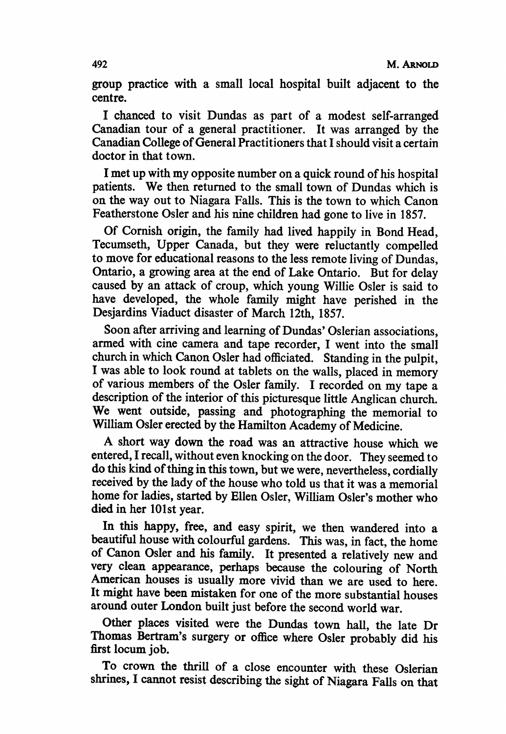group practice with a small local hospital built adjacent to the centre.

I chanced to visit Dundas as part of a modest self-arranged Canadian tour of a general practitioner. It was arranged by the Canadian College of General Practitioners that I should visit a certain doctor in that town.

I met up with my opposite number on a quick round of his hospital patients. We then returned to the small town of Dundas which is on the way out to Niagara Falls. This is the town to which Canon Featherstone Osler and his nine children had gone to live in 1857.

Of Cornish origin, the family had lived happily in Bond Head, Tecumseth, Upper Canada, but they were reluctantly compelled to move for educational reasons to the less remote living of Dundas, Ontario, a growing area at the end of Lake Ontario. But for delay caused by an attack of croup, which young Willie Osler is said to have developed, the whole family might have perished in the Desjardins Viaduct disaster of March 12th, 1857.

Soon after arriving and learning of Dundas' Oslerian associations, armed with cine camera and tape recorder, I went into the small church in which Canon Osler had officiated. Standing in the pulpit, I was able to look round at tablets on the walls, placed in memory of various members of the Osler family. I recorded on my tape a description of the interior of this picturesque little Anglican church. We went outside, passing and photographing the memorial to William Osler erected by the Hamilton Academy of Medicine.

A short way down the road was an attractive house which we entered, I recall, without even knocking on the door. They seemed to do this kind of thing in this town, but we were, nevertheless, cordially received by the lady of the house who told us that it was a memorial home for ladies, started by Ellen Osler, William Osler's mother who died in her 101st year.

In this happy, free, and easy spirit, we then wandered into a beautiful house with colourful gardens. This was, in fact, the home of Canon Osler and his family. It presented a relatively new and very clean appearance, perhaps because the colouring of North American houses is usually more vivid than we are used to here. It might have been mistaken for one of the more substantial houses around outer London built just before the second world war.

Other places visited were the Dundas town hall, the late Dr Thomas Bertram's surgery or office where Osler probably did his first locum job.

To crown the thrill of a close encounter with these Oslerian shrines, I cannot resist describing the sight of Niagara Falls on that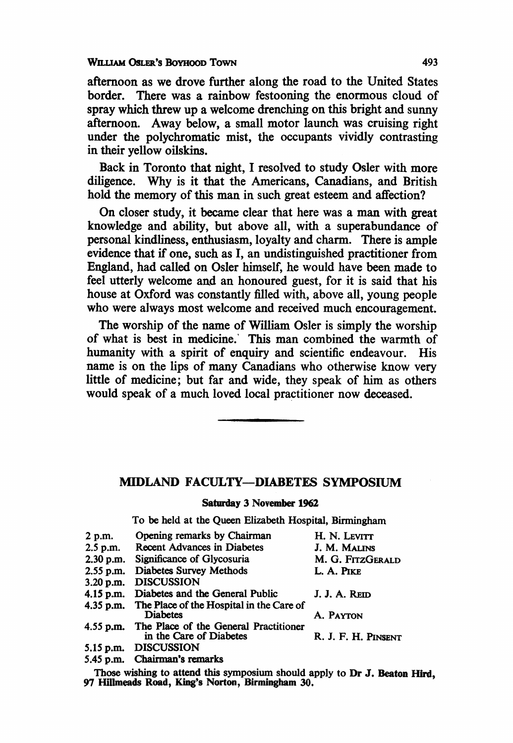afternoon as we drove further along the road to the United States border. There was a rainbow festooning the enormous cloud of spray which threw up a welcome drenching on this bright and sunny afternoon. Away below, a small motor launch was cruising right under the polychromatic mist, the occupants vividly contrasting in their yellow oilskins.

Back in Toronto that night, I resolved to study Osler with more diligence. Why is it that the Americans, Canadians, and British hold the memory of this man in such great esteem and affection?

On closer study, it became clear that here was a man with great knowledge and ability, but above all, with a superabundance of personal kindliness, enthusiasm, loyalty and charm. There is ample evidence that if one, such as I, an undistinguished practitioner from England, had called on Osler himself, he would have been made to feel utterly welcome and an honoured guest, for it is said that his house at Oxford was constantly filled with, above all, young people who were always most welcome and received much encouragement.

The worship of the name of William Osler is simply the worship of what is best in medicine. This man combined the warmth of humanity with a spirit of enquiry and scientific endeavour. His name is on the lips of many Canadians who otherwise know very little of medicine; but far and wide, they speak of him as others would speak of a much loved local practitioner now deceased.

---

## MIDLAND FACULTY—DIABETES SYMPOSIUM

**Saturday 3 November 1962**

To be held at the Queen Elizabeth Hospital, Birmingham

| | | |
|---|---|---|
| 2 p.m. | Opening remarks by Chairman | H. N. Levitt |
| 2.5 p.m. | Recent Advances in Diabetes | J. M. Malins |
| 2.30 p.m. | Significance of Glycosuria | M. G. FitzGerald |
| 2.55 p.m. | Diabetes Survey Methods | L. A. Pike |
| 3.20 p.m. | DISCUSSION | |
| 4.15 p.m. | Diabetes and the General Public | J. J. A. Reid |
| 4.35 p.m. | The Place of the Hospital in the Care of Diabetes | A. Payton |
| 4.55 p.m. | The Place of the General Practitioner in the Care of Diabetes | R. J. F. H. Pinsent |
| 5.15 p.m. | DISCUSSION | |
| 5.45 p.m. | Chairman's remarks | |

Those wishing to attend this symposium should apply to **Dr J. Beaton Hird, 97 Hillmeads Road, King's Norton, Birmingham 30.**